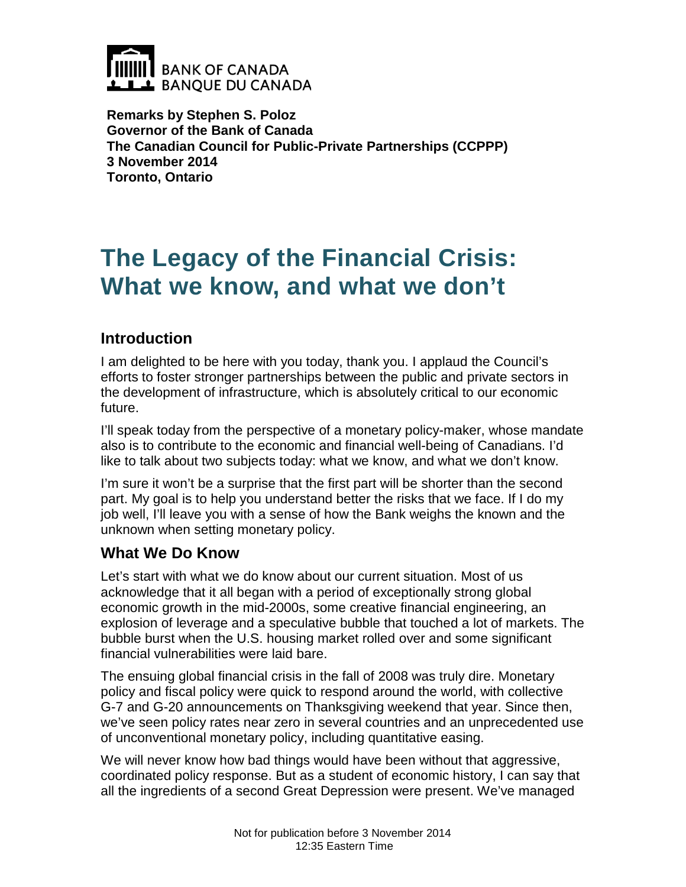BANK OF CANADA
BANQUE DU CANADA

**Remarks by Stephen S. Poloz**
**Governor of the Bank of Canada**
**The Canadian Council for Public-Private Partnerships (CCPPP)**
**3 November 2014**
**Toronto, Ontario**

# The Legacy of the Financial Crisis: What we know, and what we don't

## Introduction

I am delighted to be here with you today, thank you. I applaud the Council's efforts to foster stronger partnerships between the public and private sectors in the development of infrastructure, which is absolutely critical to our economic future.

I'll speak today from the perspective of a monetary policy-maker, whose mandate also is to contribute to the economic and financial well-being of Canadians. I'd like to talk about two subjects today: what we know, and what we don't know.

I'm sure it won't be a surprise that the first part will be shorter than the second part. My goal is to help you understand better the risks that we face. If I do my job well, I'll leave you with a sense of how the Bank weighs the known and the unknown when setting monetary policy.

## What We Do Know

Let's start with what we do know about our current situation. Most of us acknowledge that it all began with a period of exceptionally strong global economic growth in the mid-2000s, some creative financial engineering, an explosion of leverage and a speculative bubble that touched a lot of markets. The bubble burst when the U.S. housing market rolled over and some significant financial vulnerabilities were laid bare.

The ensuing global financial crisis in the fall of 2008 was truly dire. Monetary policy and fiscal policy were quick to respond around the world, with collective G-7 and G-20 announcements on Thanksgiving weekend that year. Since then, we've seen policy rates near zero in several countries and an unprecedented use of unconventional monetary policy, including quantitative easing.

We will never know how bad things would have been without that aggressive, coordinated policy response. But as a student of economic history, I can say that all the ingredients of a second Great Depression were present. We've managed

Not for publication before 3 November 2014
12:35 Eastern Time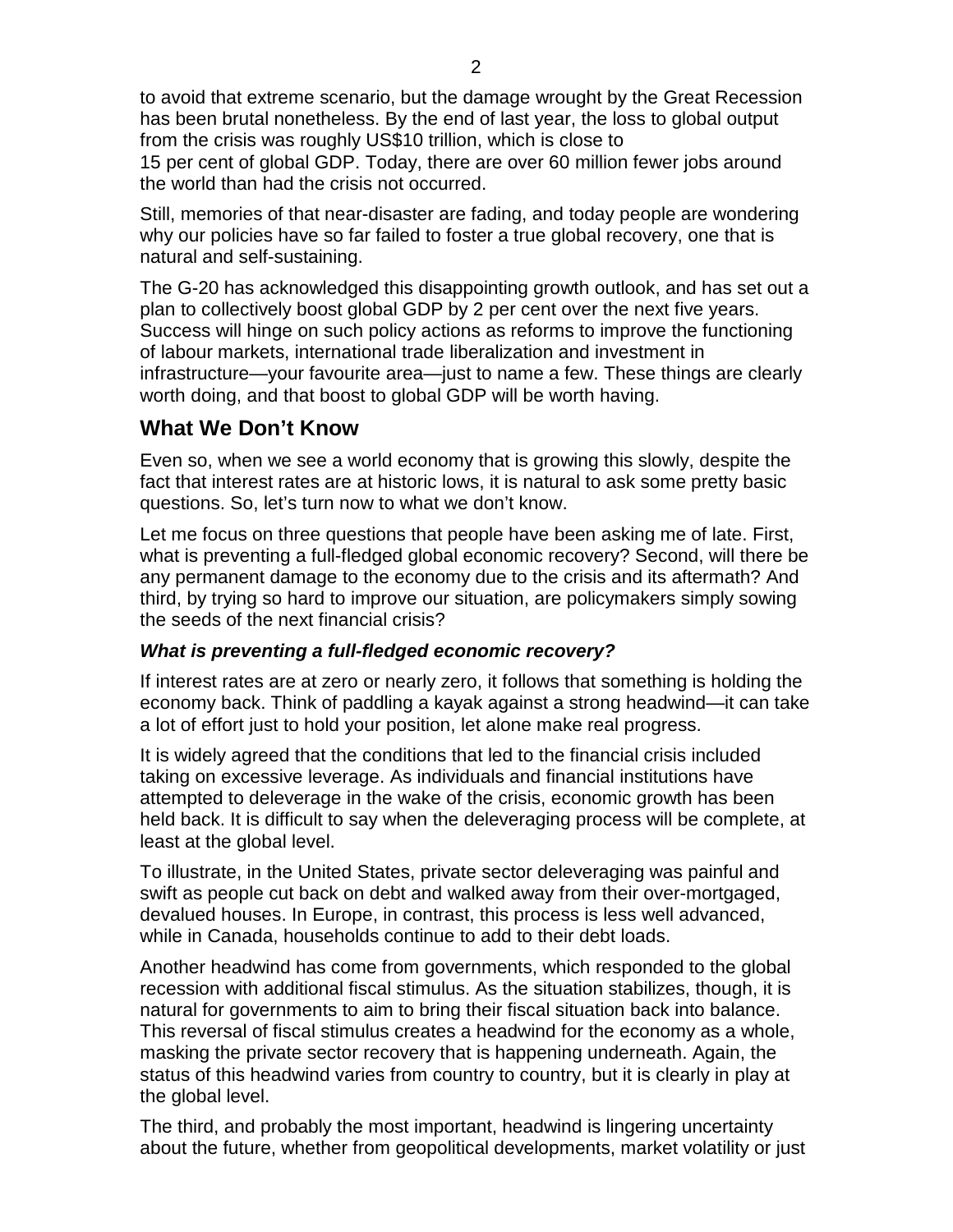to avoid that extreme scenario, but the damage wrought by the Great Recession has been brutal nonetheless. By the end of last year, the loss to global output from the crisis was roughly US$10 trillion, which is close to 15 per cent of global GDP. Today, there are over 60 million fewer jobs around the world than had the crisis not occurred.

Still, memories of that near-disaster are fading, and today people are wondering why our policies have so far failed to foster a true global recovery, one that is natural and self-sustaining.

The G-20 has acknowledged this disappointing growth outlook, and has set out a plan to collectively boost global GDP by 2 per cent over the next five years. Success will hinge on such policy actions as reforms to improve the functioning of labour markets, international trade liberalization and investment in infrastructure—your favourite area—just to name a few. These things are clearly worth doing, and that boost to global GDP will be worth having.

## What We Don't Know

Even so, when we see a world economy that is growing this slowly, despite the fact that interest rates are at historic lows, it is natural to ask some pretty basic questions. So, let's turn now to what we don't know.

Let me focus on three questions that people have been asking me of late. First, what is preventing a full-fledged global economic recovery? Second, will there be any permanent damage to the economy due to the crisis and its aftermath? And third, by trying so hard to improve our situation, are policymakers simply sowing the seeds of the next financial crisis?

### *What is preventing a full-fledged economic recovery?*

If interest rates are at zero or nearly zero, it follows that something is holding the economy back. Think of paddling a kayak against a strong headwind—it can take a lot of effort just to hold your position, let alone make real progress.

It is widely agreed that the conditions that led to the financial crisis included taking on excessive leverage. As individuals and financial institutions have attempted to deleverage in the wake of the crisis, economic growth has been held back. It is difficult to say when the deleveraging process will be complete, at least at the global level.

To illustrate, in the United States, private sector deleveraging was painful and swift as people cut back on debt and walked away from their over-mortgaged, devalued houses. In Europe, in contrast, this process is less well advanced, while in Canada, households continue to add to their debt loads.

Another headwind has come from governments, which responded to the global recession with additional fiscal stimulus. As the situation stabilizes, though, it is natural for governments to aim to bring their fiscal situation back into balance. This reversal of fiscal stimulus creates a headwind for the economy as a whole, masking the private sector recovery that is happening underneath. Again, the status of this headwind varies from country to country, but it is clearly in play at the global level.

The third, and probably the most important, headwind is lingering uncertainty about the future, whether from geopolitical developments, market volatility or just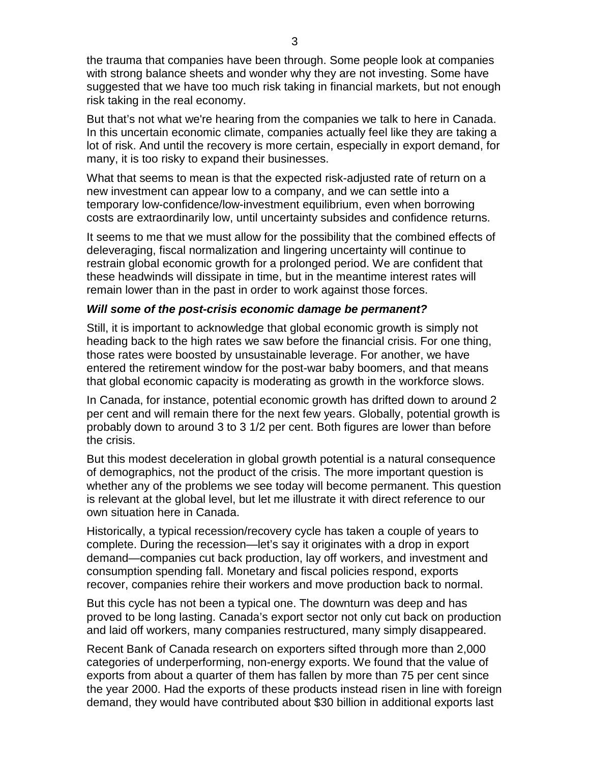the trauma that companies have been through. Some people look at companies with strong balance sheets and wonder why they are not investing. Some have suggested that we have too much risk taking in financial markets, but not enough risk taking in the real economy.

But that's not what we're hearing from the companies we talk to here in Canada. In this uncertain economic climate, companies actually feel like they are taking a lot of risk. And until the recovery is more certain, especially in export demand, for many, it is too risky to expand their businesses.

What that seems to mean is that the expected risk-adjusted rate of return on a new investment can appear low to a company, and we can settle into a temporary low-confidence/low-investment equilibrium, even when borrowing costs are extraordinarily low, until uncertainty subsides and confidence returns.

It seems to me that we must allow for the possibility that the combined effects of deleveraging, fiscal normalization and lingering uncertainty will continue to restrain global economic growth for a prolonged period. We are confident that these headwinds will dissipate in time, but in the meantime interest rates will remain lower than in the past in order to work against those forces.

### *Will some of the post-crisis economic damage be permanent?*

Still, it is important to acknowledge that global economic growth is simply not heading back to the high rates we saw before the financial crisis. For one thing, those rates were boosted by unsustainable leverage. For another, we have entered the retirement window for the post-war baby boomers, and that means that global economic capacity is moderating as growth in the workforce slows.

In Canada, for instance, potential economic growth has drifted down to around 2 per cent and will remain there for the next few years. Globally, potential growth is probably down to around 3 to 3 1/2 per cent. Both figures are lower than before the crisis.

But this modest deceleration in global growth potential is a natural consequence of demographics, not the product of the crisis. The more important question is whether any of the problems we see today will become permanent. This question is relevant at the global level, but let me illustrate it with direct reference to our own situation here in Canada.

Historically, a typical recession/recovery cycle has taken a couple of years to complete. During the recession—let's say it originates with a drop in export demand—companies cut back production, lay off workers, and investment and consumption spending fall. Monetary and fiscal policies respond, exports recover, companies rehire their workers and move production back to normal.

But this cycle has not been a typical one. The downturn was deep and has proved to be long lasting. Canada's export sector not only cut back on production and laid off workers, many companies restructured, many simply disappeared.

Recent Bank of Canada research on exporters sifted through more than 2,000 categories of underperforming, non-energy exports. We found that the value of exports from about a quarter of them has fallen by more than 75 per cent since the year 2000. Had the exports of these products instead risen in line with foreign demand, they would have contributed about $30 billion in additional exports last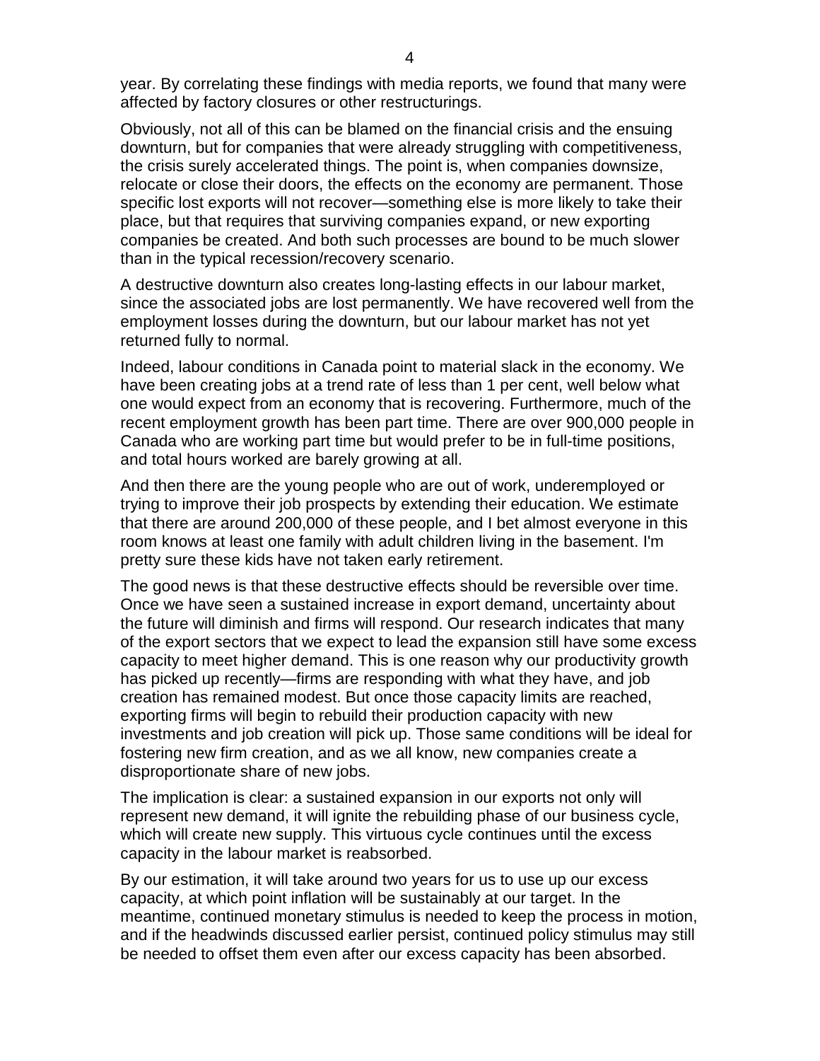year. By correlating these findings with media reports, we found that many were affected by factory closures or other restructurings.

Obviously, not all of this can be blamed on the financial crisis and the ensuing downturn, but for companies that were already struggling with competitiveness, the crisis surely accelerated things. The point is, when companies downsize, relocate or close their doors, the effects on the economy are permanent. Those specific lost exports will not recover—something else is more likely to take their place, but that requires that surviving companies expand, or new exporting companies be created. And both such processes are bound to be much slower than in the typical recession/recovery scenario.

A destructive downturn also creates long-lasting effects in our labour market, since the associated jobs are lost permanently. We have recovered well from the employment losses during the downturn, but our labour market has not yet returned fully to normal.

Indeed, labour conditions in Canada point to material slack in the economy. We have been creating jobs at a trend rate of less than 1 per cent, well below what one would expect from an economy that is recovering. Furthermore, much of the recent employment growth has been part time. There are over 900,000 people in Canada who are working part time but would prefer to be in full-time positions, and total hours worked are barely growing at all.

And then there are the young people who are out of work, underemployed or trying to improve their job prospects by extending their education. We estimate that there are around 200,000 of these people, and I bet almost everyone in this room knows at least one family with adult children living in the basement. I'm pretty sure these kids have not taken early retirement.

The good news is that these destructive effects should be reversible over time. Once we have seen a sustained increase in export demand, uncertainty about the future will diminish and firms will respond. Our research indicates that many of the export sectors that we expect to lead the expansion still have some excess capacity to meet higher demand. This is one reason why our productivity growth has picked up recently—firms are responding with what they have, and job creation has remained modest. But once those capacity limits are reached, exporting firms will begin to rebuild their production capacity with new investments and job creation will pick up. Those same conditions will be ideal for fostering new firm creation, and as we all know, new companies create a disproportionate share of new jobs.

The implication is clear: a sustained expansion in our exports not only will represent new demand, it will ignite the rebuilding phase of our business cycle, which will create new supply. This virtuous cycle continues until the excess capacity in the labour market is reabsorbed.

By our estimation, it will take around two years for us to use up our excess capacity, at which point inflation will be sustainably at our target. In the meantime, continued monetary stimulus is needed to keep the process in motion, and if the headwinds discussed earlier persist, continued policy stimulus may still be needed to offset them even after our excess capacity has been absorbed.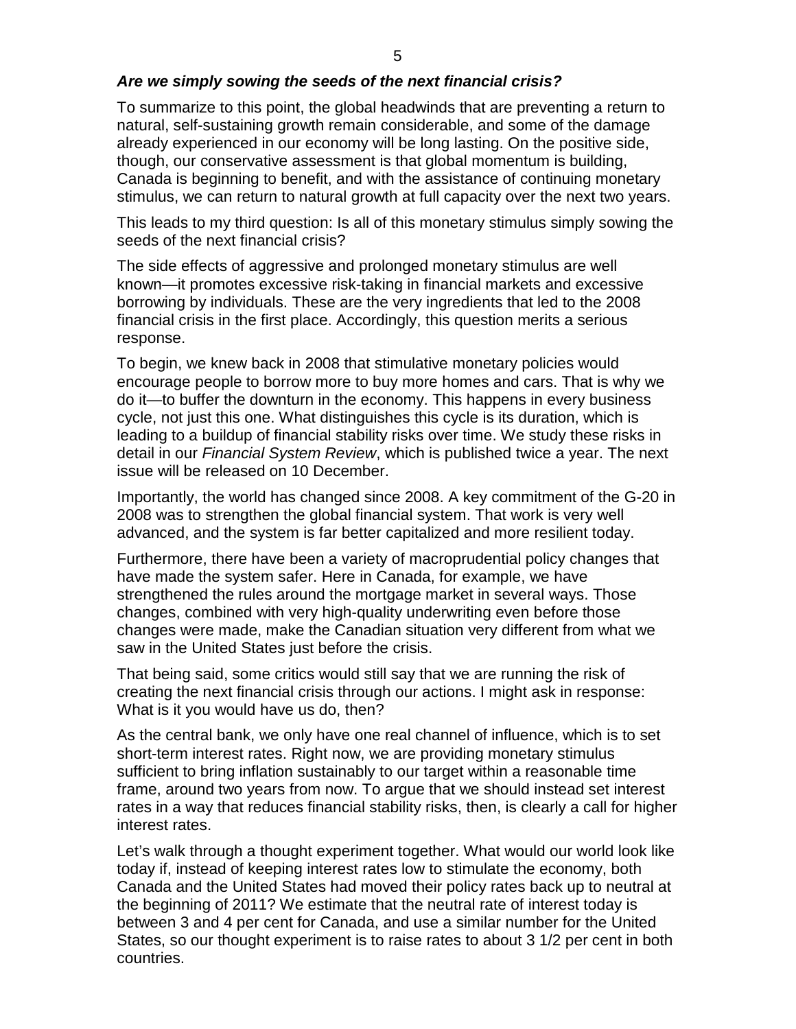### *Are we simply sowing the seeds of the next financial crisis?*

To summarize to this point, the global headwinds that are preventing a return to natural, self-sustaining growth remain considerable, and some of the damage already experienced in our economy will be long lasting. On the positive side, though, our conservative assessment is that global momentum is building, Canada is beginning to benefit, and with the assistance of continuing monetary stimulus, we can return to natural growth at full capacity over the next two years.

This leads to my third question: Is all of this monetary stimulus simply sowing the seeds of the next financial crisis?

The side effects of aggressive and prolonged monetary stimulus are well known—it promotes excessive risk-taking in financial markets and excessive borrowing by individuals. These are the very ingredients that led to the 2008 financial crisis in the first place. Accordingly, this question merits a serious response.

To begin, we knew back in 2008 that stimulative monetary policies would encourage people to borrow more to buy more homes and cars. That is why we do it—to buffer the downturn in the economy. This happens in every business cycle, not just this one. What distinguishes this cycle is its duration, which is leading to a buildup of financial stability risks over time. We study these risks in detail in our *Financial System Review*, which is published twice a year. The next issue will be released on 10 December.

Importantly, the world has changed since 2008. A key commitment of the G-20 in 2008 was to strengthen the global financial system. That work is very well advanced, and the system is far better capitalized and more resilient today.

Furthermore, there have been a variety of macroprudential policy changes that have made the system safer. Here in Canada, for example, we have strengthened the rules around the mortgage market in several ways. Those changes, combined with very high-quality underwriting even before those changes were made, make the Canadian situation very different from what we saw in the United States just before the crisis.

That being said, some critics would still say that we are running the risk of creating the next financial crisis through our actions. I might ask in response: What is it you would have us do, then?

As the central bank, we only have one real channel of influence, which is to set short-term interest rates. Right now, we are providing monetary stimulus sufficient to bring inflation sustainably to our target within a reasonable time frame, around two years from now. To argue that we should instead set interest rates in a way that reduces financial stability risks, then, is clearly a call for higher interest rates.

Let's walk through a thought experiment together. What would our world look like today if, instead of keeping interest rates low to stimulate the economy, both Canada and the United States had moved their policy rates back up to neutral at the beginning of 2011? We estimate that the neutral rate of interest today is between 3 and 4 per cent for Canada, and use a similar number for the United States, so our thought experiment is to raise rates to about 3 1/2 per cent in both countries.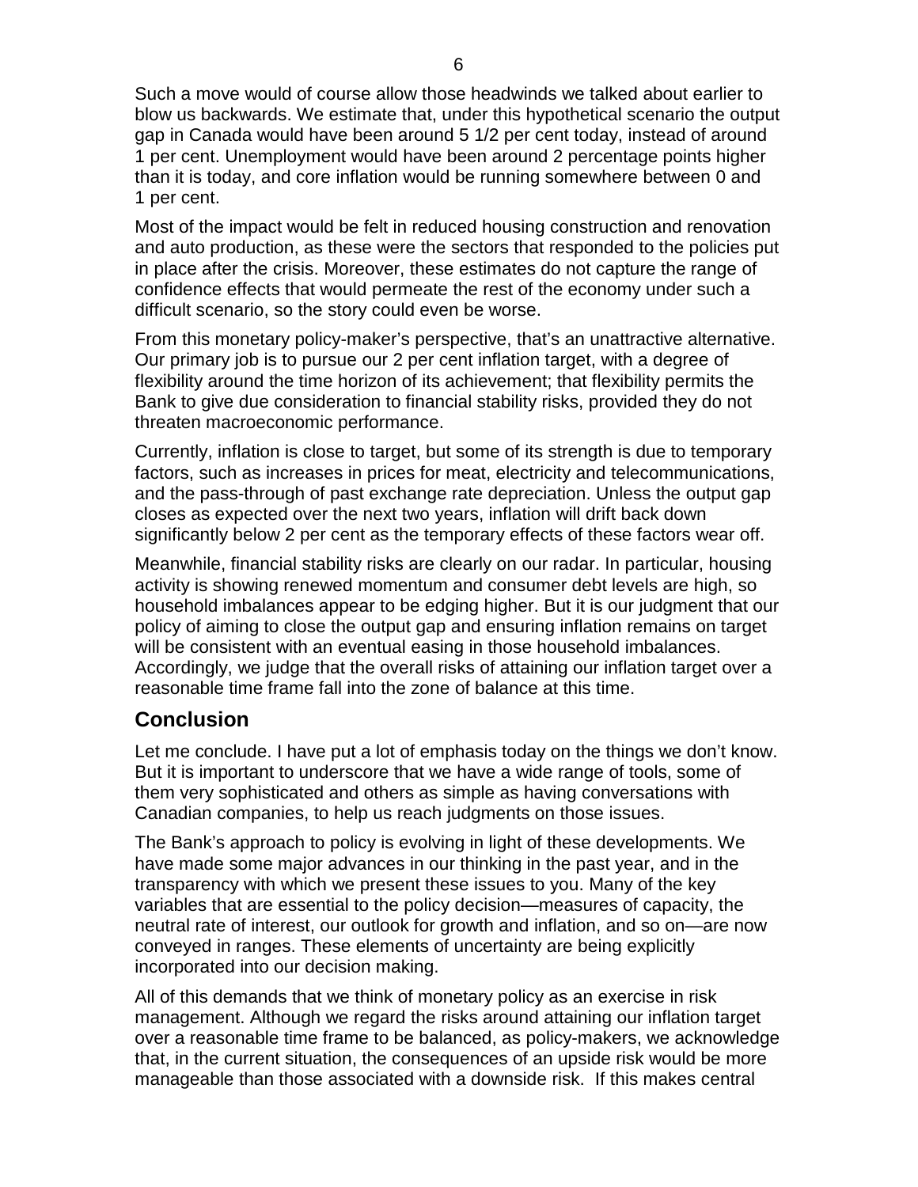Such a move would of course allow those headwinds we talked about earlier to blow us backwards. We estimate that, under this hypothetical scenario the output gap in Canada would have been around 5 1/2 per cent today, instead of around 1 per cent. Unemployment would have been around 2 percentage points higher than it is today, and core inflation would be running somewhere between 0 and 1 per cent.

Most of the impact would be felt in reduced housing construction and renovation and auto production, as these were the sectors that responded to the policies put in place after the crisis. Moreover, these estimates do not capture the range of confidence effects that would permeate the rest of the economy under such a difficult scenario, so the story could even be worse.

From this monetary policy-maker's perspective, that's an unattractive alternative. Our primary job is to pursue our 2 per cent inflation target, with a degree of flexibility around the time horizon of its achievement; that flexibility permits the Bank to give due consideration to financial stability risks, provided they do not threaten macroeconomic performance.

Currently, inflation is close to target, but some of its strength is due to temporary factors, such as increases in prices for meat, electricity and telecommunications, and the pass-through of past exchange rate depreciation. Unless the output gap closes as expected over the next two years, inflation will drift back down significantly below 2 per cent as the temporary effects of these factors wear off.

Meanwhile, financial stability risks are clearly on our radar. In particular, housing activity is showing renewed momentum and consumer debt levels are high, so household imbalances appear to be edging higher. But it is our judgment that our policy of aiming to close the output gap and ensuring inflation remains on target will be consistent with an eventual easing in those household imbalances. Accordingly, we judge that the overall risks of attaining our inflation target over a reasonable time frame fall into the zone of balance at this time.

## Conclusion

Let me conclude. I have put a lot of emphasis today on the things we don't know. But it is important to underscore that we have a wide range of tools, some of them very sophisticated and others as simple as having conversations with Canadian companies, to help us reach judgments on those issues.

The Bank's approach to policy is evolving in light of these developments. We have made some major advances in our thinking in the past year, and in the transparency with which we present these issues to you. Many of the key variables that are essential to the policy decision—measures of capacity, the neutral rate of interest, our outlook for growth and inflation, and so on—are now conveyed in ranges. These elements of uncertainty are being explicitly incorporated into our decision making.

All of this demands that we think of monetary policy as an exercise in risk management. Although we regard the risks around attaining our inflation target over a reasonable time frame to be balanced, as policy-makers, we acknowledge that, in the current situation, the consequences of an upside risk would be more manageable than those associated with a downside risk. If this makes central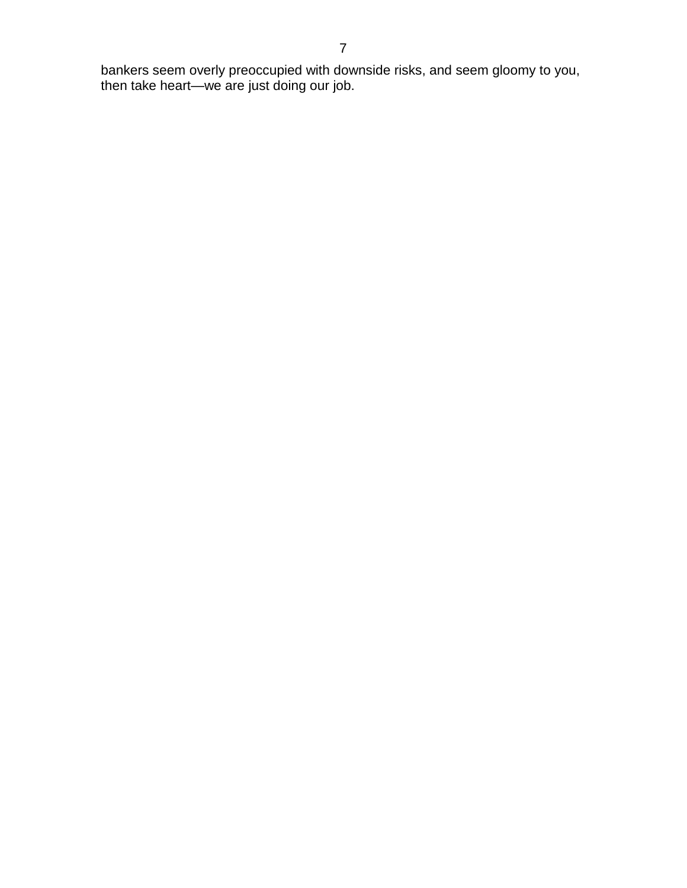bankers seem overly preoccupied with downside risks, and seem gloomy to you, then take heart—we are just doing our job.